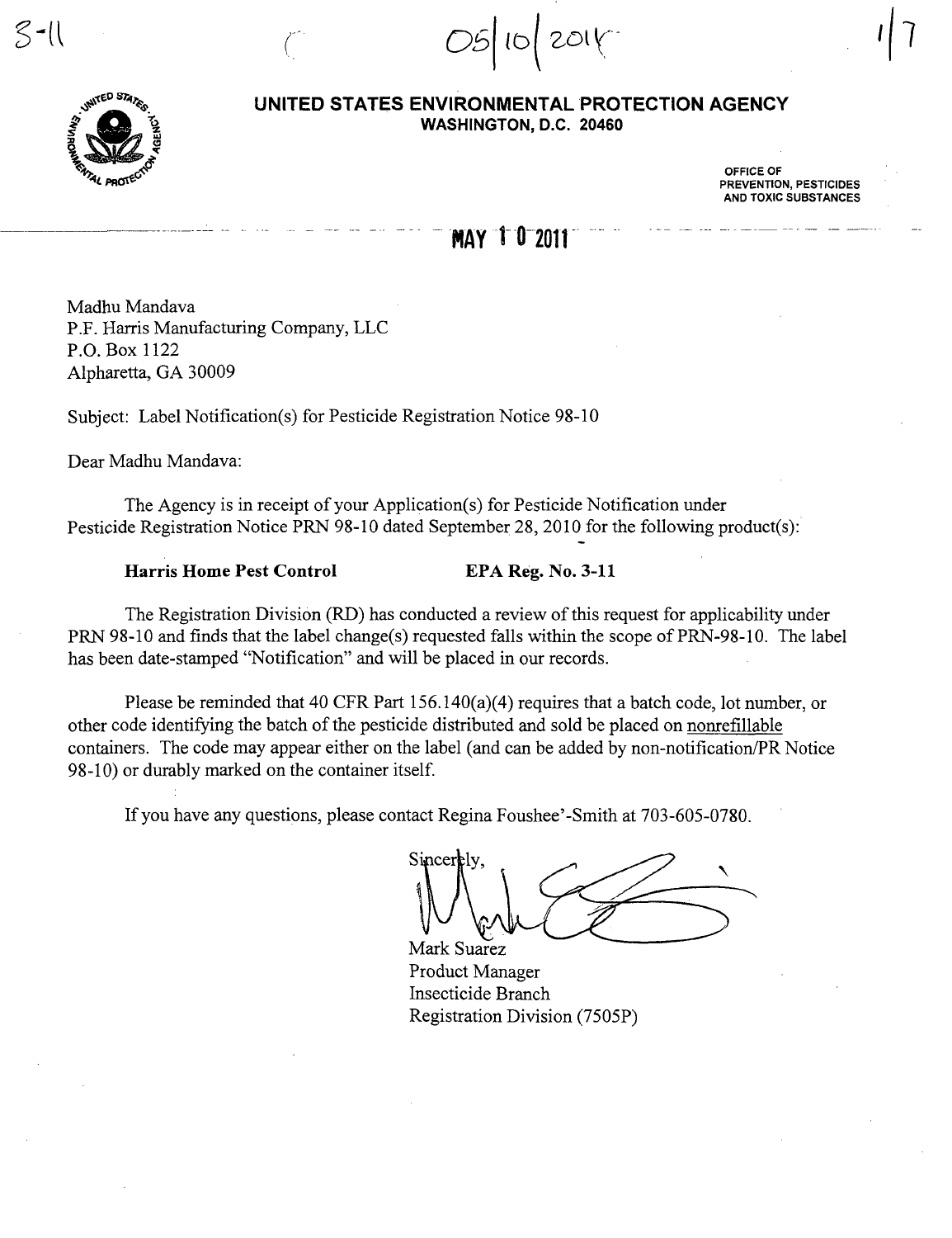3-11 &nbsp;&nbsp;&nbsp;&nbsp; 05/10/2011

**UNITED STATES ENVIRONMENTAL PROTECTION AGENCY**
**WASHINGTON, D.C. 20460**

OFFICE OF
PREVENTION, PESTICIDES
AND TOXIC SUBSTANCES

**MAY 10 2011**

Madhu Mandava
P.F. Harris Manufacturing Company, LLC
P.O. Box 1122
Alpharetta, GA 30009

Subject: Label Notification(s) for Pesticide Registration Notice 98-10

Dear Madhu Mandava:

The Agency is in receipt of your Application(s) for Pesticide Notification under Pesticide Registration Notice PRN 98-10 dated September 28, 2010 for the following product(s):

**Harris Home Pest Control** &nbsp;&nbsp;&nbsp;&nbsp; **EPA Reg. No. 3-11**

The Registration Division (RD) has conducted a review of this request for applicability under PRN 98-10 and finds that the label change(s) requested falls within the scope of PRN-98-10. The label has been date-stamped "Notification" and will be placed in our records.

Please be reminded that 40 CFR Part 156.140(a)(4) requires that a batch code, lot number, or other code identifying the batch of the pesticide distributed and sold be placed on nonrefillable containers. The code may appear either on the label (and can be added by non-notification/PR Notice 98-10) or durably marked on the container itself.

If you have any questions, please contact Regina Foushee'-Smith at 703-605-0780.

Sincerely,

Mark Suarez
Product Manager
Insecticide Branch
Registration Division (7505P)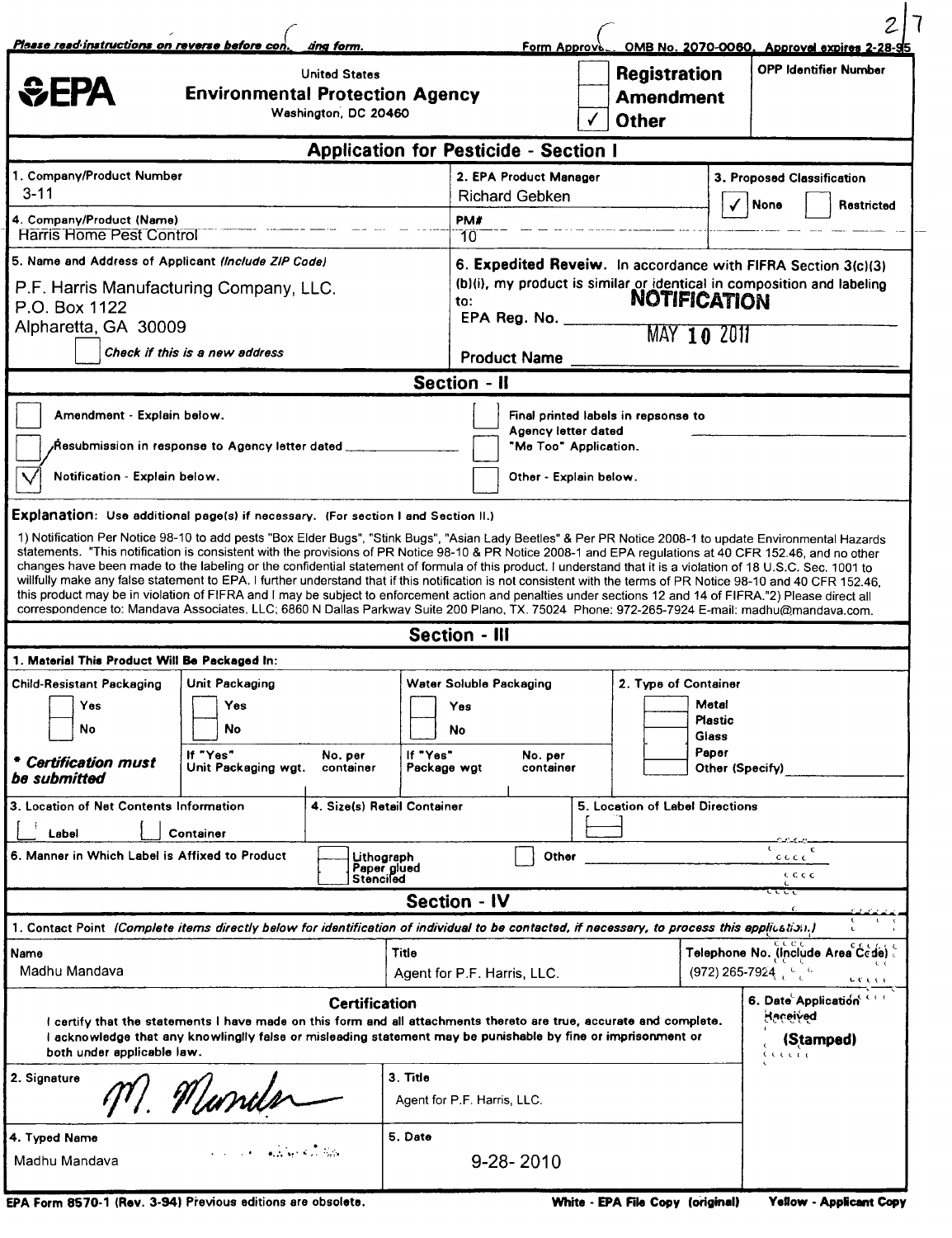Please read instructions on reverse before completing form.

Form Approved. OMB No. 2070-0060. Approval expires 2-28-95

**EPA**

United States
**Environmental Protection Agency**
Washington, DC 20460

| | |
|---|---|
| ☐ | **Registration** |
| ☐ | **Amendment** |
| ✓ | **Other** |

OPP Identifier Number

## Application for Pesticide - Section I

| 1. Company/Product Number | 2. EPA Product Manager | 3. Proposed Classification |
|---|---|---|
| 3-11 | Richard Gebken | ✓ None ☐ Restricted |
| **4. Company/Product (Name)** | **PM#** | |
| Harris Home Pest Control | 10 | |

**5. Name and Address of Applicant (Include ZIP Code)**

P.F. Harris Manufacturing Company, LLC.
P.O. Box 1122
Alpharetta, GA 30009

☐ *Check if this is a new address*

**6. Expedited Reveiw.** In accordance with FIFRA Section 3(c)(3)(b)(i), my product is similar or identical in composition and labeling to:

EPA Reg. No. ______

Product Name ______

**NOTIFICATION**
MAY 10 2011

## Section - II

| | | | |
|---|---|---|---|
| ☐ | Amendment - Explain below. | ☐ | Final printed labels in repsonse to Agency letter dated ______ |
| ☐ | Resubmission in response to Agency letter dated ______ | ☐ | "Me Too" Application. |
| ✓ | Notification - Explain below. | ☐ | Other - Explain below. |

**Explanation:** Use additional page(s) if necessary. (For section I and Section II.)

1) Notification Per Notice 98-10 to add pests "Box Elder Bugs", "Stink Bugs", "Asian Lady Beetles" & Per PR Notice 2008-1 to update Environmental Hazards statements. "This notification is consistent with the provisions of PR Notice 98-10 & PR Notice 2008-1 and EPA regulations at 40 CFR 152.46, and no other changes have been made to the labeling or the confidential statement of formula of this product. I understand that it is a violation of 18 U.S.C. Sec. 1001 to willfully make any false statement to EPA. I further understand that if this notification is not consistent with the terms of PR Notice 98-10 and 40 CFR 152.46, this product may be in violation of FIFRA and I may be subject to enforcement action and penalties under sections 12 and 14 of FIFRA."2) Please direct all correspondence to: Mandava Associates, LLC; 6860 N Dallas Parkway Suite 200 Plano, TX. 75024 Phone: 972-265-7924 E-mail: madhu@mandava.com.

## Section - III

**1. Material This Product Will Be Packaged In:**

| Child-Resistant Packaging | Unit Packaging | Water Soluble Packaging | 2. Type of Container |
|---|---|---|---|
| ☐ Yes | ☐ Yes | ☐ Yes | ☐ Metal |
| ☐ No | ☐ No | ☐ No | ☐ Plastic |
| *\* Certification must be submitted* | If "Yes" Unit Packaging wgt. / No. per container | If "Yes" Package wgt / No. per container | ☐ Glass |
| | | | ☐ Paper |
| | | | ☐ Other (Specify) ______ |

| 3. Location of Net Contents Information | 4. Size(s) Retail Container | 5. Location of Label Directions |
|---|---|---|
| ☐ Label ☐ Container | | ☐ |

**6. Manner in Which Label is Affixed to Product** ☐ Lithograph / Paper glued / Stenciled ☐ Other ______

## Section - IV

**1. Contact Point** *(Complete items directly below for identification of individual to be contacted, if necessary, to process this application.)*

| Name | Title | Telephone No. (Include Area Code) |
|---|---|---|
| Madhu Mandava | Agent for P.F. Harris, LLC. | (972) 265-7924 |

**Certification**

I certify that the statements I have made on this form and all attachments thereto are true, accurate and complete. I acknowledge that any knowlingly false or misleading statement may be punishable by fine or imprisonment or both under applicable law.

**6. Date Application Received (Stamped)**

| 2. Signature | 3. Title |
|---|---|
| M. Mandava | Agent for P.F. Harris, LLC. |
| **4. Typed Name** | **5. Date** |
| Madhu Mandava | 9-28-2010 |

EPA Form 8570-1 (Rev. 3-94) Previous editions are obsolete.

White - EPA File Copy (original) Yellow - Applicant Copy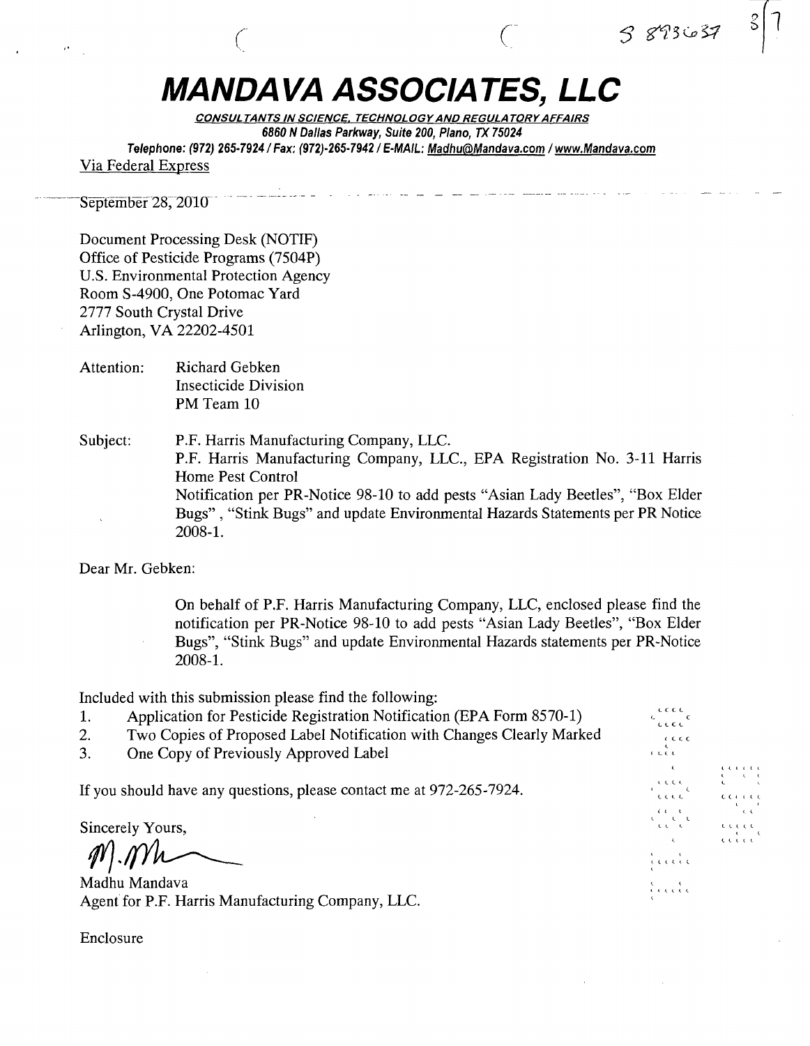# MANDAVA ASSOCIATES, LLC

CONSULTANTS IN SCIENCE, TECHNOLOGY AND REGULATORY AFFAIRS
6860 N Dallas Parkway, Suite 200, Plano, TX 75024
Telephone: (972) 265-7924 / Fax: (972)-265-7942 / E-MAIL: Madhu@Mandava.com / www.Mandava.com

Via Federal Express

September 28, 2010

Document Processing Desk (NOTIF)
Office of Pesticide Programs (7504P)
U.S. Environmental Protection Agency
Room S-4900, One Potomac Yard
2777 South Crystal Drive
Arlington, VA 22202-4501

Attention: Richard Gebken
Insecticide Division
PM Team 10

Subject: P.F. Harris Manufacturing Company, LLC.
P.F. Harris Manufacturing Company, LLC., EPA Registration No. 3-11 Harris Home Pest Control
Notification per PR-Notice 98-10 to add pests "Asian Lady Beetles", "Box Elder Bugs" , "Stink Bugs" and update Environmental Hazards Statements per PR Notice 2008-1.

Dear Mr. Gebken:

On behalf of P.F. Harris Manufacturing Company, LLC, enclosed please find the notification per PR-Notice 98-10 to add pests "Asian Lady Beetles", "Box Elder Bugs", "Stink Bugs" and update Environmental Hazards statements per PR-Notice 2008-1.

Included with this submission please find the following:

1. Application for Pesticide Registration Notification (EPA Form 8570-1)
2. Two Copies of Proposed Label Notification with Changes Clearly Marked
3. One Copy of Previously Approved Label

If you should have any questions, please contact me at 972-265-7924.

Sincerely Yours,

Madhu Mandava
Agent for P.F. Harris Manufacturing Company, LLC.

Enclosure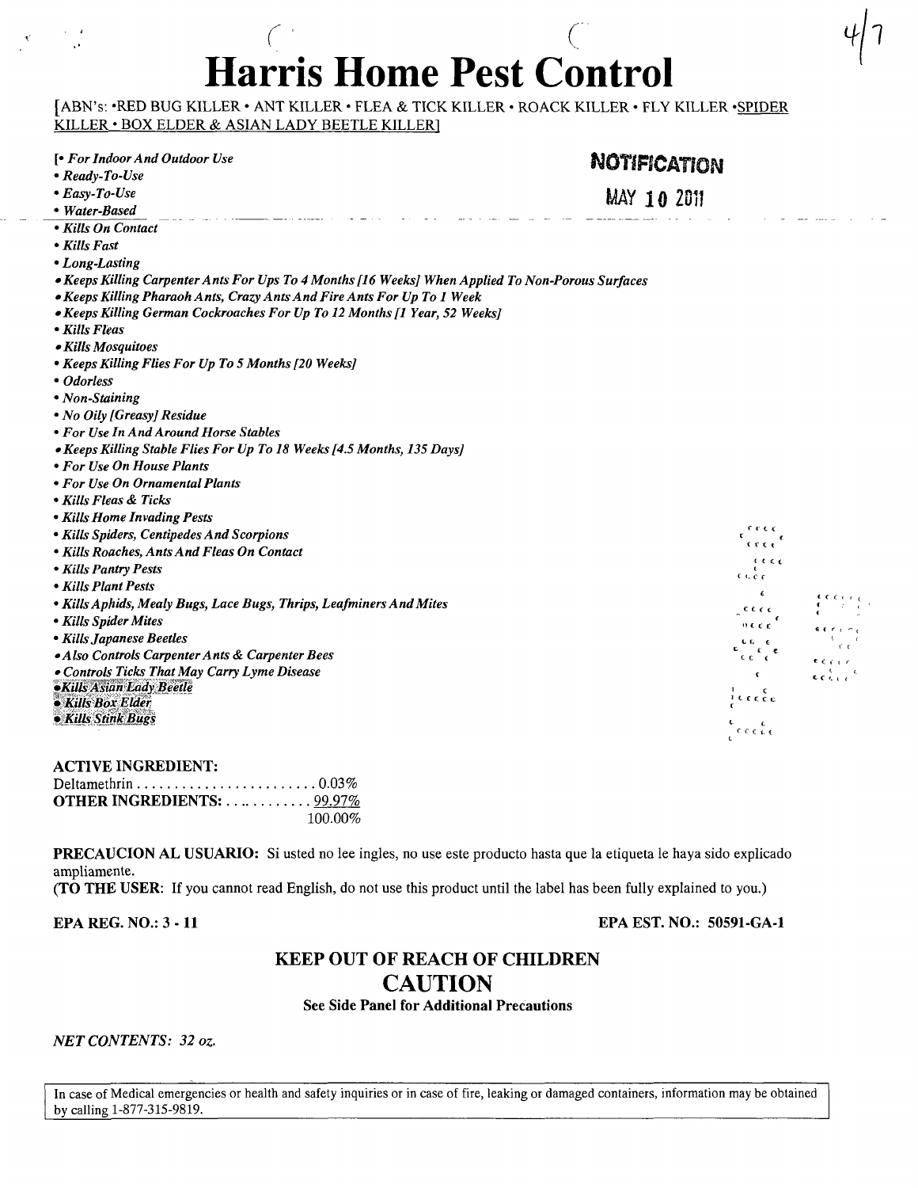# Harris Home Pest Control

[ABN's: •RED BUG KILLER • ANT KILLER • FLEA & TICK KILLER • ROACK KILLER • FLY KILLER •SPIDER KILLER • BOX ELDER & ASIAN LADY BEETLE KILLER]

NOTIFICATION

MAY 10 2011

[• *For Indoor And Outdoor Use*
- *Ready-To-Use*
- *Easy-To-Use*
- *Water-Based*
- *Kills On Contact*
- *Kills Fast*
- *Long-Lasting*
- *Keeps Killing Carpenter Ants For Ups To 4 Months [16 Weeks] When Applied To Non-Porous Surfaces*
- *Keeps Killing Pharaoh Ants, Crazy Ants And Fire Ants For Up To 1 Week*
- *Keeps Killing German Cockroaches For Up To 12 Months [1 Year, 52 Weeks]*
- *Kills Fleas*
- *Kills Mosquitoes*
- *Keeps Killing Flies For Up To 5 Months [20 Weeks]*
- *Odorless*
- *Non-Staining*
- *No Oily [Greasy] Residue*
- *For Use In And Around Horse Stables*
- *Keeps Killing Stable Flies For Up To 18 Weeks [4.5 Months, 135 Days]*
- *For Use On House Plants*
- *For Use On Ornamental Plants*
- *Kills Fleas & Ticks*
- *Kills Home Invading Pests*
- *Kills Spiders, Centipedes And Scorpions*
- *Kills Roaches, Ants And Fleas On Contact*
- *Kills Pantry Pests*
- *Kills Plant Pests*
- *Kills Aphids, Mealy Bugs, Lace Bugs, Thrips, Leafminers And Mites*
- *Kills Spider Mites*
- *Kills Japanese Beetles*
- *Also Controls Carpenter Ants & Carpenter Bees*
- *Controls Ticks That May Carry Lyme Disease*
- *Kills Asian Lady Beetle*
- *Kills Box Elder*
- *Kills Stink Bugs*

**ACTIVE INGREDIENT:**

Deltamethrin . . . . . . . . . . . . . . . . . . . . . . . 0.03%
**OTHER INGREDIENTS:** . . . . . . . . . . . . 99.97%
100.00%

**PRECAUCION AL USUARIO:** Si usted no lee ingles, no use este producto hasta que la etiqueta le haya sido explicado ampliamente.
(**TO THE USER**: If you cannot read English, do not use this product until the label has been fully explained to you.)

**EPA REG. NO.: 3 - 11** **EPA EST. NO.: 50591-GA-1**

**KEEP OUT OF REACH OF CHILDREN**

**CAUTION**

**See Side Panel for Additional Precautions**

*NET CONTENTS: 32 oz.*

In case of Medical emergencies or health and safety inquiries or in case of fire, leaking or damaged containers, information may be obtained by calling 1-877-315-9819.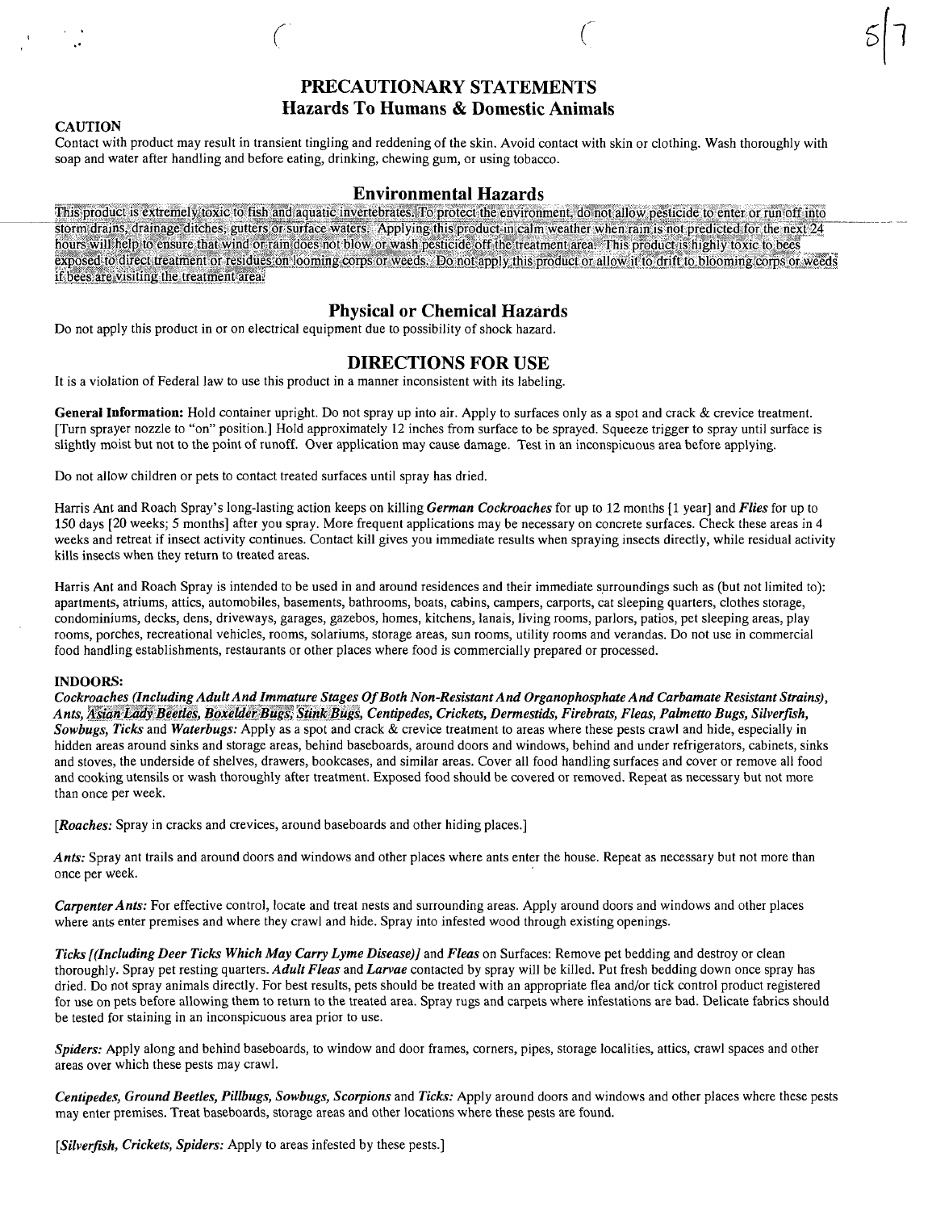# PRECAUTIONARY STATEMENTS

## Hazards To Humans & Domestic Animals

**CAUTION**

Contact with product may result in transient tingling and reddening of the skin. Avoid contact with skin or clothing. Wash thoroughly with soap and water after handling and before eating, drinking, chewing gum, or using tobacco.

## Environmental Hazards

This product is extremely toxic to fish and aquatic invertebrates. To protect the environment, do not allow pesticide to enter or run off into storm drains, drainage ditches, gutters or surface waters. Applying this product in calm weather when rain is not predicted for the next 24 hours will help to ensure that wind or rain does not blow or wash pesticide off the treatment area. This product is highly toxic to bees exposed to direct treatment or residues on looming corps or weeds. Do not apply this product or allow it to drift to blooming corps or weeds if bees are visiting the treatment area.

## Physical or Chemical Hazards

Do not apply this product in or on electrical equipment due to possibility of shock hazard.

# DIRECTIONS FOR USE

It is a violation of Federal law to use this product in a manner inconsistent with its labeling.

**General Information:** Hold container upright. Do not spray up into air. Apply to surfaces only as a spot and crack & crevice treatment. [Turn sprayer nozzle to "on" position.] Hold approximately 12 inches from surface to be sprayed. Squeeze trigger to spray until surface is slightly moist but not to the point of runoff. Over application may cause damage. Test in an inconspicuous area before applying.

Do not allow children or pets to contact treated surfaces until spray has dried.

Harris Ant and Roach Spray's long-lasting action keeps on killing ***German Cockroaches*** for up to 12 months [1 year] and ***Flies*** for up to 150 days [20 weeks; 5 months] after you spray. More frequent applications may be necessary on concrete surfaces. Check these areas in 4 weeks and retreat if insect activity continues. Contact kill gives you immediate results when spraying insects directly, while residual activity kills insects when they return to treated areas.

Harris Ant and Roach Spray is intended to be used in and around residences and their immediate surroundings such as (but not limited to): apartments, atriums, attics, automobiles, basements, bathrooms, boats, cabins, campers, carports, cat sleeping quarters, clothes storage, condominiums, decks, dens, driveways, garages, gazebos, homes, kitchens, lanais, living rooms, parlors, patios, pet sleeping areas, play rooms, porches, recreational vehicles, rooms, solariums, storage areas, sun rooms, utility rooms and verandas. Do not use in commercial food handling establishments, restaurants or other places where food is commercially prepared or processed.

**INDOORS:**

***Cockroaches (Including Adult And Immature Stages Of Both Non-Resistant And Organophosphate And Carbamate Resistant Strains), Ants, Asian Lady Beetles, Boxelder Bugs, Stink Bugs, Centipedes, Crickets, Dermestids, Firebrats, Fleas, Palmetto Bugs, Silverfish, Sowbugs, Ticks*** and ***Waterbugs:*** Apply as a spot and crack & crevice treatment to areas where these pests crawl and hide, especially in hidden areas around sinks and storage areas, behind baseboards, around doors and windows, behind and under refrigerators, cabinets, sinks and stoves, the underside of shelves, drawers, bookcases, and similar areas. Cover all food handling surfaces and cover or remove all food and cooking utensils or wash thoroughly after treatment. Exposed food should be covered or removed. Repeat as necessary but not more than once per week.

[***Roaches:*** Spray in cracks and crevices, around baseboards and other hiding places.]

***Ants:*** Spray ant trails and around doors and windows and other places where ants enter the house. Repeat as necessary but not more than once per week.

***Carpenter Ants:*** For effective control, locate and treat nests and surrounding areas. Apply around doors and windows and other places where ants enter premises and where they crawl and hide. Spray into infested wood through existing openings.

***Ticks [(Including Deer Ticks Which May Carry Lyme Disease)]*** and ***Fleas*** on Surfaces: Remove pet bedding and destroy or clean thoroughly. Spray pet resting quarters. ***Adult Fleas*** and ***Larvae*** contacted by spray will be killed. Put fresh bedding down once spray has dried. Do not spray animals directly. For best results, pets should be treated with an appropriate flea and/or tick control product registered for use on pets before allowing them to return to the treated area. Spray rugs and carpets where infestations are bad. Delicate fabrics should be tested for staining in an inconspicuous area prior to use.

***Spiders:*** Apply along and behind baseboards, to window and door frames, corners, pipes, storage localities, attics, crawl spaces and other areas over which these pests may crawl.

***Centipedes, Ground Beetles, Pillbugs, Sowbugs, Scorpions*** and ***Ticks:*** Apply around doors and windows and other places where these pests may enter premises. Treat baseboards, storage areas and other locations where these pests are found.

[***Silverfish, Crickets, Spiders:*** Apply to areas infested by these pests.]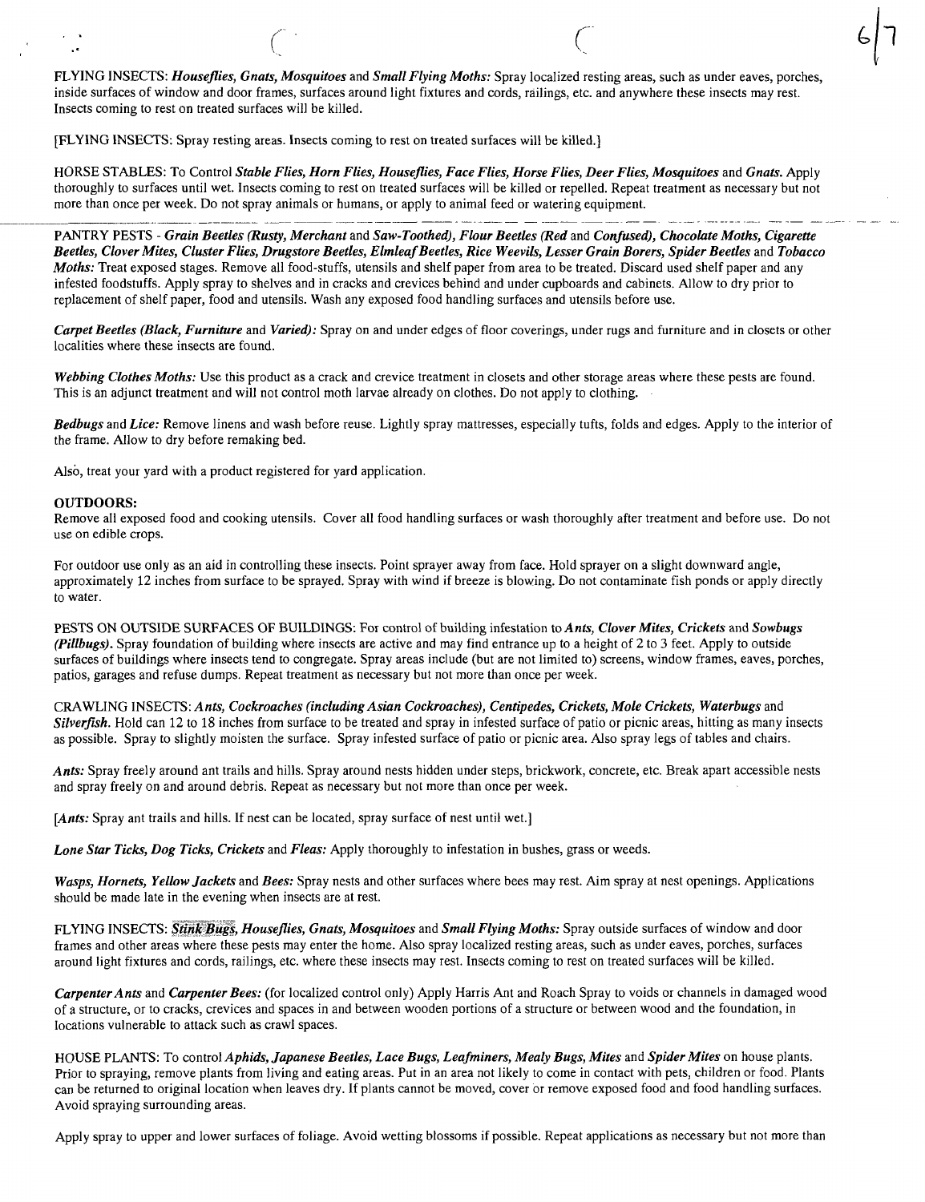FLYING INSECTS: ***Houseflies, Gnats, Mosquitoes*** and ***Small Flying Moths:*** Spray localized resting areas, such as under eaves, porches, inside surfaces of window and door frames, surfaces around light fixtures and cords, railings, etc. and anywhere these insects may rest. Insects coming to rest on treated surfaces will be killed.

[FLYING INSECTS: Spray resting areas. Insects coming to rest on treated surfaces will be killed.]

HORSE STABLES: To Control ***Stable Flies, Horn Flies, Houseflies, Face Flies, Horse Flies, Deer Flies, Mosquitoes*** and ***Gnats.*** Apply thoroughly to surfaces until wet. Insects coming to rest on treated surfaces will be killed or repelled. Repeat treatment as necessary but not more than once per week. Do not spray animals or humans, or apply to animal feed or watering equipment.

---

PANTRY PESTS - ***Grain Beetles (Rusty, Merchant*** and ***Saw-Toothed), Flour Beetles (Red*** and ***Confused), Chocolate Moths, Cigarette Beetles, Clover Mites, Cluster Flies, Drugstore Beetles, Elmleaf Beetles, Rice Weevils, Lesser Grain Borers, Spider Beetles*** and ***Tobacco Moths:*** Treat exposed stages. Remove all food-stuffs, utensils and shelf paper from area to be treated. Discard used shelf paper and any infested foodstuffs. Apply spray to shelves and in cracks and crevices behind and under cupboards and cabinets. Allow to dry prior to replacement of shelf paper, food and utensils. Wash any exposed food handling surfaces and utensils before use.

***Carpet Beetles (Black, Furniture*** and ***Varied):*** Spray on and under edges of floor coverings, under rugs and furniture and in closets or other localities where these insects are found.

***Webbing Clothes Moths:*** Use this product as a crack and crevice treatment in closets and other storage areas where these pests are found. This is an adjunct treatment and will not control moth larvae already on clothes. Do not apply to clothing.

***Bedbugs*** and ***Lice:*** Remove linens and wash before reuse. Lightly spray mattresses, especially tufts, folds and edges. Apply to the interior of the frame. Allow to dry before remaking bed.

Also, treat your yard with a product registered for yard application.

**OUTDOORS:**

Remove all exposed food and cooking utensils. Cover all food handling surfaces or wash thoroughly after treatment and before use. Do not use on edible crops.

For outdoor use only as an aid in controlling these insects. Point sprayer away from face. Hold sprayer on a slight downward angle, approximately 12 inches from surface to be sprayed. Spray with wind if breeze is blowing. Do not contaminate fish ponds or apply directly to water.

PESTS ON OUTSIDE SURFACES OF BUILDINGS: For control of building infestation to ***Ants, Clover Mites, Crickets*** and ***Sowbugs (Pillbugs).*** Spray foundation of building where insects are active and may find entrance up to a height of 2 to 3 feet. Apply to outside surfaces of buildings where insects tend to congregate. Spray areas include (but are not limited to) screens, window frames, eaves, porches, patios, garages and refuse dumps. Repeat treatment as necessary but not more than once per week.

CRAWLING INSECTS: ***Ants, Cockroaches (including Asian Cockroaches), Centipedes, Crickets, Mole Crickets, Waterbugs*** and ***Silverfish.*** Hold can 12 to 18 inches from surface to be treated and spray in infested surface of patio or picnic areas, hitting as many insects as possible. Spray to slightly moisten the surface. Spray infested surface of patio or picnic area. Also spray legs of tables and chairs.

***Ants:*** Spray freely around ant trails and hills. Spray around nests hidden under steps, brickwork, concrete, etc. Break apart accessible nests and spray freely on and around debris. Repeat as necessary but not more than once per week.

[***Ants:*** Spray ant trails and hills. If nest can be located, spray surface of nest until wet.]

***Lone Star Ticks, Dog Ticks, Crickets*** and ***Fleas:*** Apply thoroughly to infestation in bushes, grass or weeds.

***Wasps, Hornets, Yellow Jackets*** and ***Bees:*** Spray nests and other surfaces where bees may rest. Aim spray at nest openings. Applications should be made late in the evening when insects are at rest.

FLYING INSECTS: ***Stink Bugs, Houseflies, Gnats, Mosquitoes*** and ***Small Flying Moths:*** Spray outside surfaces of window and door frames and other areas where these pests may enter the home. Also spray localized resting areas, such as under eaves, porches, surfaces around light fixtures and cords, railings, etc. where these insects may rest. Insects coming to rest on treated surfaces will be killed.

***Carpenter Ants*** and ***Carpenter Bees:*** (for localized control only) Apply Harris Ant and Roach Spray to voids or channels in damaged wood of a structure, or to cracks, crevices and spaces in and between wooden portions of a structure or between wood and the foundation, in locations vulnerable to attack such as crawl spaces.

HOUSE PLANTS: To control ***Aphids, Japanese Beetles, Lace Bugs, Leafminers, Mealy Bugs, Mites*** and ***Spider Mites*** on house plants. Prior to spraying, remove plants from living and eating areas. Put in an area not likely to come in contact with pets, children or food. Plants can be returned to original location when leaves dry. If plants cannot be moved, cover or remove exposed food and food handling surfaces. Avoid spraying surrounding areas.

Apply spray to upper and lower surfaces of foliage. Avoid wetting blossoms if possible. Repeat applications as necessary but not more than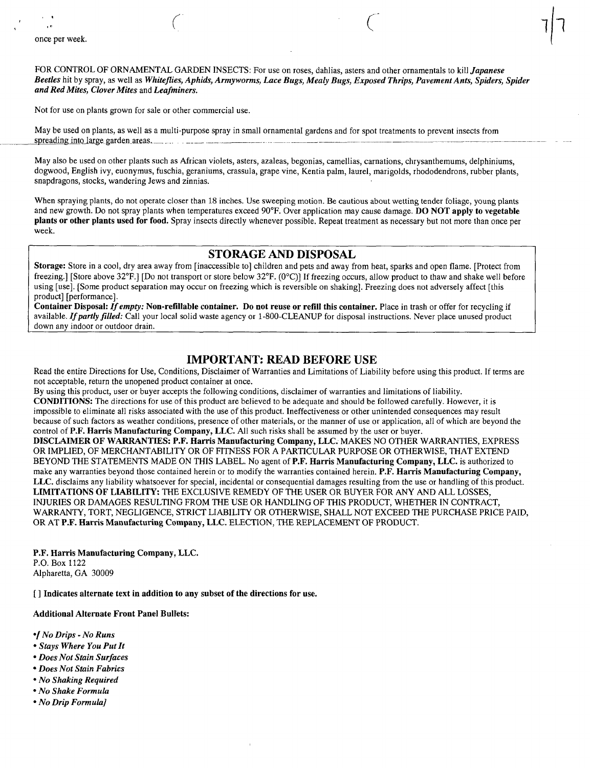once per week.

FOR CONTROL OF ORNAMENTAL GARDEN INSECTS: For use on roses, dahlias, asters and other ornamentals to kill *Japanese Beetles* hit by spray, as well as ***Whiteflies, Aphids, Armyworms, Lace Bugs, Mealy Bugs, Exposed Thrips, Pavement Ants, Spiders, Spider and Red Mites, Clover Mites*** and ***Leafminers.***

Not for use on plants grown for sale or other commercial use.

May be used on plants, as well as a multi-purpose spray in small ornamental gardens and for spot treatments to prevent insects from spreading into large garden areas.

May also be used on other plants such as African violets, asters, azaleas, begonias, camellias, carnations, chrysanthemums, delphiniums, dogwood, English ivy, euonymus, fuschia, geraniums, crassula, grape vine, Kentia palm, laurel, marigolds, rhododendrons, rubber plants, snapdragons, stocks, wandering Jews and zinnias.

When spraying plants, do not operate closer than 18 inches. Use sweeping motion. Be cautious about wetting tender foliage, young plants and new growth. Do not spray plants when temperatures exceed 90°F. Over application may cause damage. **DO NOT apply to vegetable plants or other plants used for food.** Spray insects directly whenever possible. Repeat treatment as necessary but not more than once per week.

## STORAGE AND DISPOSAL

**Storage:** Store in a cool, dry area away from [inaccessible to] children and pets and away from heat, sparks and open flame. [Protect from freezing.] [Store above 32°F.] [Do not transport or store below 32°F. (0°C)] If freezing occurs, allow product to thaw and shake well before using [use]. [Some product separation may occur on freezing which is reversible on shaking]. Freezing does not adversely affect [this product] [performance].

**Container Disposal:** ***If empty:*** **Non-refillable container. Do not reuse or refill this container.** Place in trash or offer for recycling if available. ***If partly filled:*** Call your local solid waste agency or 1-800-CLEANUP for disposal instructions. Never place unused product down any indoor or outdoor drain.

## IMPORTANT: READ BEFORE USE

Read the entire Directions for Use, Conditions, Disclaimer of Warranties and Limitations of Liability before using this product. If terms are not acceptable, return the unopened product container at once.

By using this product, user or buyer accepts the following conditions, disclaimer of warranties and limitations of liability.

**CONDITIONS:** The directions for use of this product are believed to be adequate and should be followed carefully. However, it is impossible to eliminate all risks associated with the use of this product. Ineffectiveness or other unintended consequences may result because of such factors as weather conditions, presence of other materials, or the manner of use or application, all of which are beyond the control of **P.F. Harris Manufacturing Company, LLC.** All such risks shall be assumed by the user or buyer.

**DISCLAIMER OF WARRANTIES: P.F. Harris Manufacturing Company, LLC.** MAKES NO OTHER WARRANTIES, EXPRESS OR IMPLIED, OF MERCHANTABILITY OR OF FITNESS FOR A PARTICULAR PURPOSE OR OTHERWISE, THAT EXTEND BEYOND THE STATEMENTS MADE ON THIS LABEL. No agent of **P.F. Harris Manufacturing Company, LLC.** is authorized to make any warranties beyond those contained herein or to modify the warranties contained herein. **P.F. Harris Manufacturing Company, LLC.** disclaims any liability whatsoever for special, incidental or consequential damages resulting from the use or handling of this product.

**LIMITATIONS OF LIABILITY:** THE EXCLUSIVE REMEDY OF THE USER OR BUYER FOR ANY AND ALL LOSSES, INJURIES OR DAMAGES RESULTING FROM THE USE OR HANDLING OF THIS PRODUCT, WHETHER IN CONTRACT, WARRANTY, TORT, NEGLIGENCE, STRICT LIABILITY OR OTHERWISE, SHALL NOT EXCEED THE PURCHASE PRICE PAID, OR AT **P.F. Harris Manufacturing Company, LLC.** ELECTION, THE REPLACEMENT OF PRODUCT.

**P.F. Harris Manufacturing Company, LLC.**
P.O. Box 1122
Alpharetta, GA 30009

**[ ] Indicates alternate text in addition to any subset of the directions for use.**

**Additional Alternate Front Panel Bullets:**

- ***[ No Drips - No Runs***
- ***Stays Where You Put It***
- ***Does Not Stain Surfaces***
- ***Does Not Stain Fabrics***
- ***No Shaking Required***
- ***No Shake Formula***
- ***No Drip Formula]***